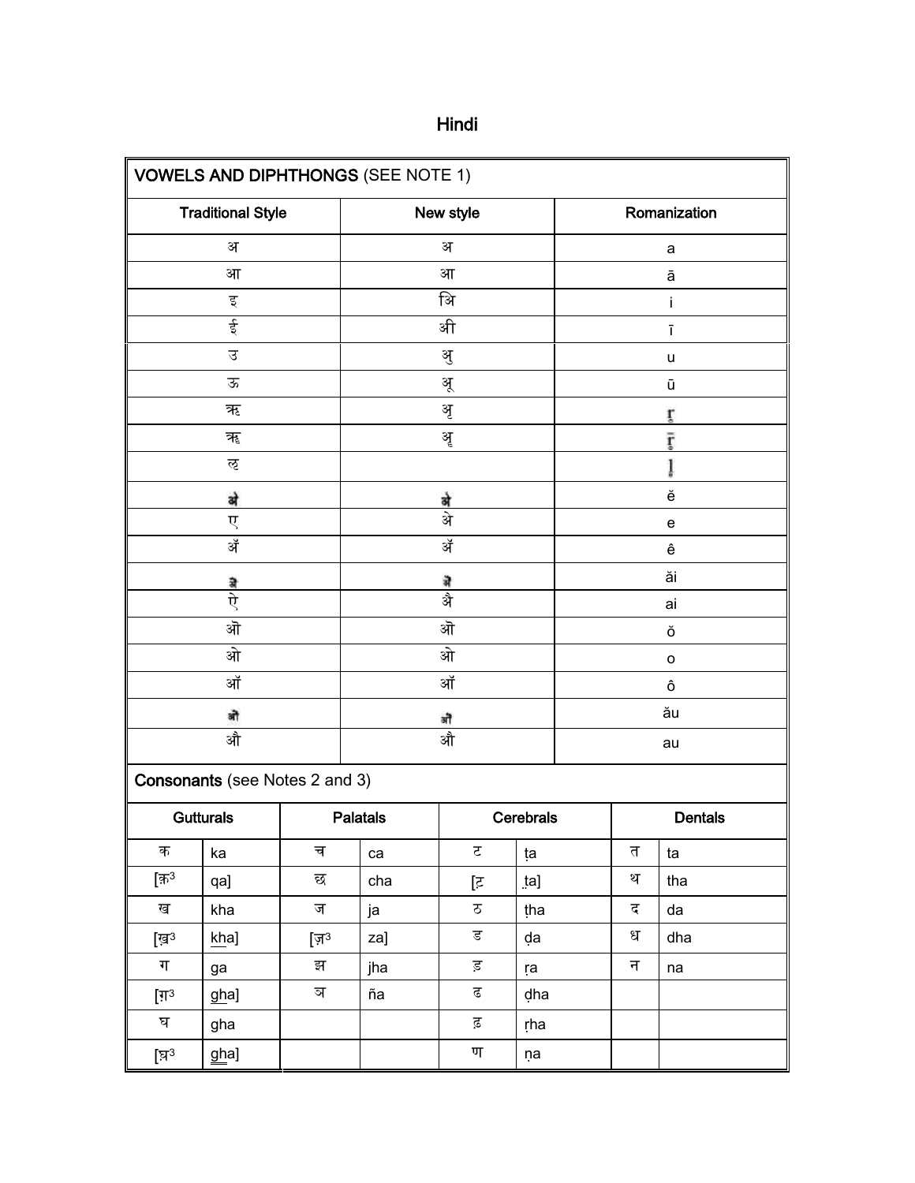# Hindi

| VOWELS AND DIPHTHONGS (SEE NOTE 1) | | |
|---|---|---|
| **Traditional Style** | **New style** | **Romanization** |
| अ | अ | a |
| आ | आ | ā |
| इ | अि | i |
| ई | अी | ī |
| उ | अु | u |
| ऊ | अू | ū |
| ऋ | अृ | ṛ |
| ॠ | अॄ | ṝ |
| ऌ | | ḷ |
| ऎ | ऎ | ĕ |
| ए | अे | e |
| ऍ | अॅ | ê |
| ऐ | ऐ | ăi |
| ऐ | अै | ai |
| ऒ | ऒ | ŏ |
| ओ | ओ | o |
| ऑ | ऑ | ô |
| औ | औ | ău |
| औ | औ | au |

**Consonants** (see Notes 2 and 3)

| Gutturals | | Palatals | | Cerebrals | | Dentals | |
|---|---|---|---|---|---|---|---|
| क | ka | च | ca | ट | ṭa | त | ta |
| [क़[3] | qa] | छ | cha | [ट़ | ṯa] | थ | tha |
| ख | kha | ज | ja | ठ | ṭha | द | da |
| [ख़[3] | k͟ha] | [ज़[3] | za] | ड | ḍa | ध | dha |
| ग | ga | झ | jha | ड़ | ṛa | न | na |
| [ग़[3] | g͟ha] | ञ | ña | ढ | ḍha | | |
| घ | gha | | | ढ़ | ṛha | | |
| [घ़[3] | g̳ha] | | | ण | ṇa | | |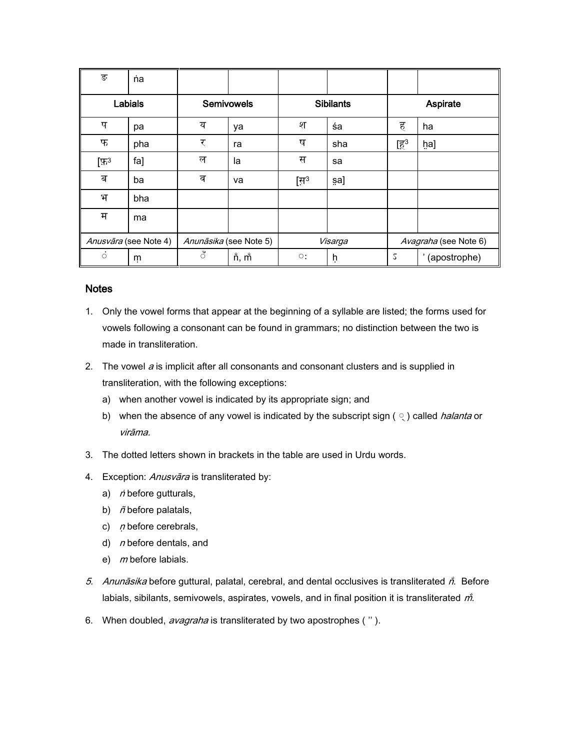| | | | | | | | |
|---|---|---|---|---|---|---|---|
| ङ | ṅa | | | | | | |
| Labials | | Semivowels | | Sibilants | | Aspirate | |
| प | pa | य | ya | श | śa | ह | ha |
| फ | pha | र | ra | ष | sha | [ह़[3] | ẖa] |
| [फ़[3] | fa] | ल | la | स | sa | | |
| ब | ba | व | va | [स़[3] | ṣa] | | |
| भ | bha | | | | | | |
| म | ma | | | | | | |
| *Anusvāra* (see Note 4) | | *Anunāsika* (see Note 5) | | *Visarga* | | *Avagraha* (see Note 6) | |
| ं | ṃ | ँ | n̐, m̐ | ः | ḥ | ऽ | ' (apostrophe) |

## Notes

1. Only the vowel forms that appear at the beginning of a syllable are listed; the forms used for vowels following a consonant can be found in grammars; no distinction between the two is made in transliteration.
2. The vowel *a* is implicit after all consonants and consonant clusters and is supplied in transliteration, with the following exceptions:
   a) when another vowel is indicated by its appropriate sign; and
   b) when the absence of any vowel is indicated by the subscript sign ( ् ) called *halanta* or *virāma.*
3. The dotted letters shown in brackets in the table are used in Urdu words.
4. Exception: *Anusvāra* is transliterated by:
   a) *ṅ* before gutturals,
   b) *ñ* before palatals,
   c) *ṇ* before cerebrals,
   d) *n* before dentals, and
   e) *m* before labials.
5. *Anunāsika* before guttural, palatal, cerebral, and dental occlusives is transliterated *n̐*. Before labials, sibilants, semivowels, aspirates, vowels, and in final position it is transliterated *m̐*.
6. When doubled, *avagraha* is transliterated by two apostrophes ( '' ).